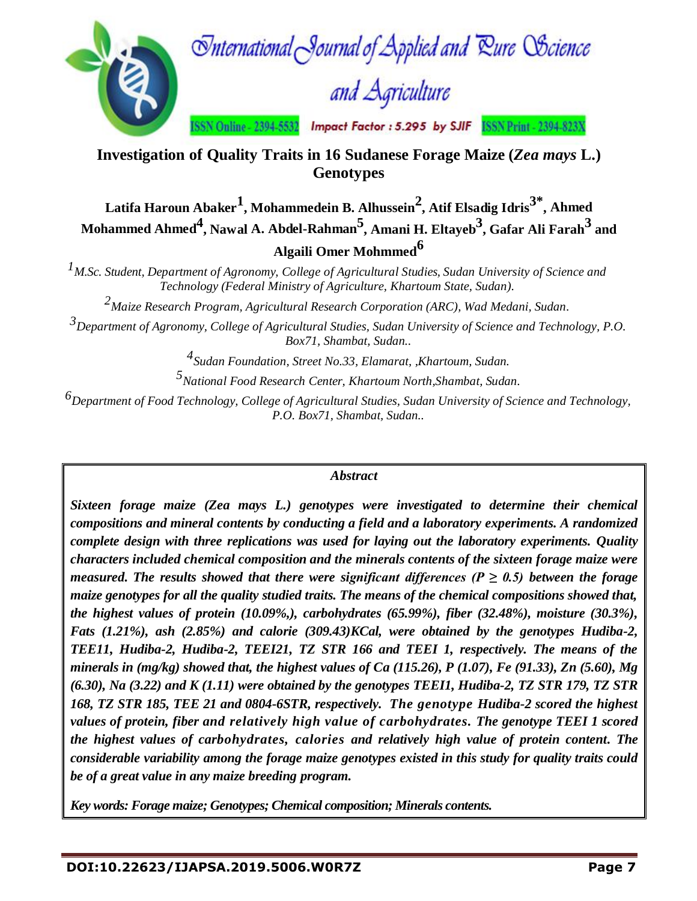# Investigation of Quality Traits in 16 Sudanese Forage Maize (*Zea mays* L.) Genotypes

**Latifa Haroun Abaker[1], Mohammedein B. Alhussein[2], Atif Elsadig Idris[3*], Ahmed Mohammed Ahmed[4], Nawal A. Abdel-Rahman[5], Amani H. Eltayeb[3], Gafar Ali Farah[3] and Algaili Omer Mohmmed[6]**

*[1]M.Sc. Student, Department of Agronomy, College of Agricultural Studies, Sudan University of Science and Technology (Federal Ministry of Agriculture, Khartoum State, Sudan).*

*[2]Maize Research Program, Agricultural Research Corporation (ARC), Wad Medani, Sudan.*

*[3]Department of Agronomy, College of Agricultural Studies, Sudan University of Science and Technology, P.O. Box71, Shambat, Sudan..*

*[4]Sudan Foundation, Street No.33, Elamarat, ,Khartoum, Sudan.*

*[5]National Food Research Center, Khartoum North,Shambat, Sudan.*

*[6]Department of Food Technology, College of Agricultural Studies, Sudan University of Science and Technology, P.O. Box71, Shambat, Sudan..*

## *Abstract*

***Sixteen forage maize (Zea mays L.) genotypes were investigated to determine their chemical compositions and mineral contents by conducting a field and a laboratory experiments. A randomized complete design with three replications was used for laying out the laboratory experiments. Quality characters included chemical composition and the minerals contents of the sixteen forage maize were measured. The results showed that there were significant differences ($P \geq 0.5$) between the forage maize genotypes for all the quality studied traits. The means of the chemical compositions showed that, the highest values of protein (10.09%,), carbohydrates (65.99%), fiber (32.48%), moisture (30.3%), Fats (1.21%), ash (2.85%) and calorie (309.43)KCal, were obtained by the genotypes Hudiba-2, TEE11, Hudiba-2, Hudiba-2, TEEI21, TZ STR 166 and TEEI 1, respectively. The means of the minerals in (mg/kg) showed that, the highest values of Ca (115.26), P (1.07), Fe (91.33), Zn (5.60), Mg (6.30), Na (3.22) and K (1.11) were obtained by the genotypes TEEI1, Hudiba-2, TZ STR 179, TZ STR 168, TZ STR 185, TEE 21 and 0804-6STR, respectively. The genotype Hudiba-2 scored the highest values of protein, fiber and relatively high value of carbohydrates. The genotype TEEI 1 scored the highest values of carbohydrates, calories and relatively high value of protein content. The considerable variability among the forage maize genotypes existed in this study for quality traits could be of a great value in any maize breeding program.***

***Key words: Forage maize; Genotypes; Chemical composition; Minerals contents.***

**DOI:10.22623/IJAPSA.2019.5006.W0R7Z**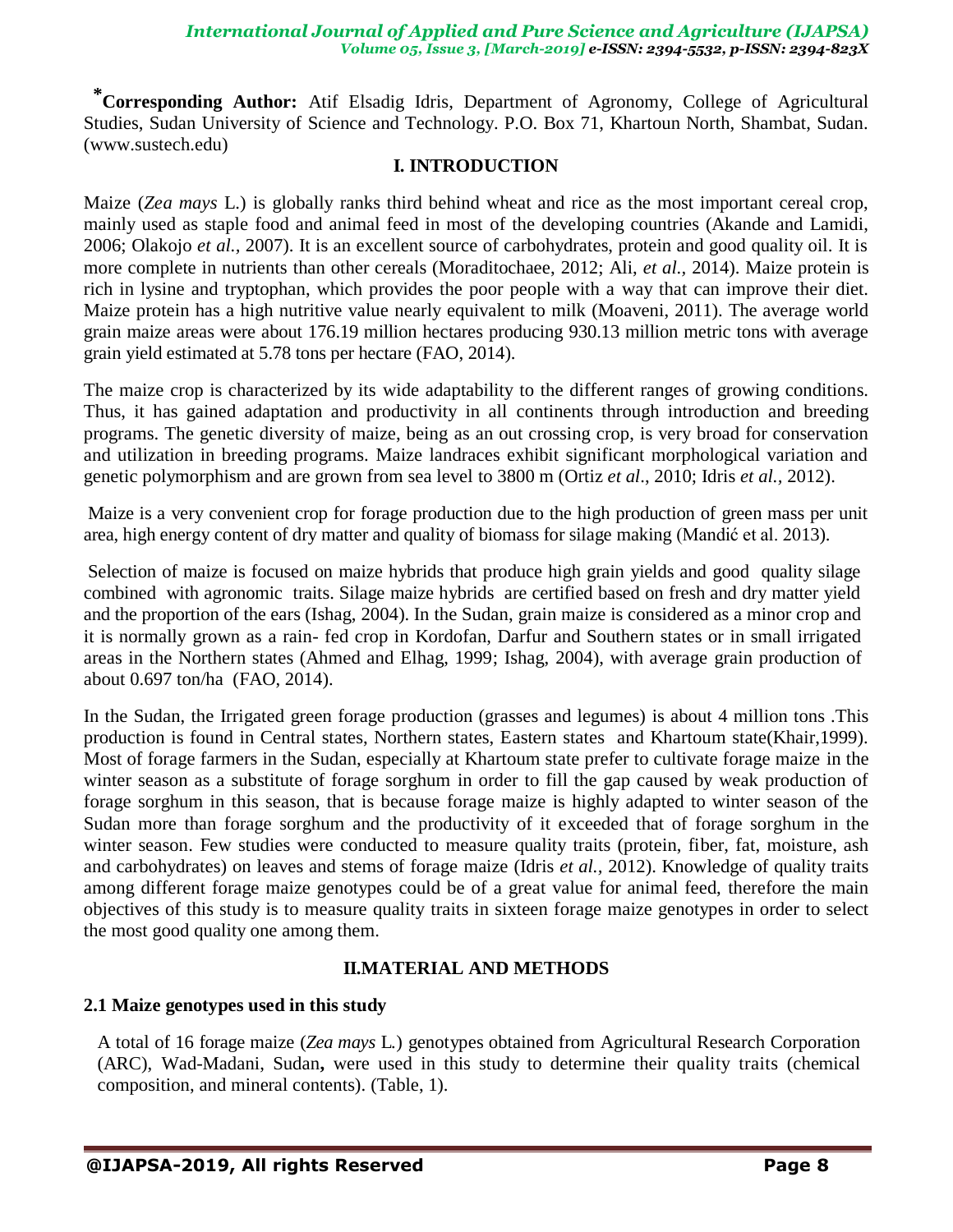**[*]Corresponding Author:** Atif Elsadig Idris, Department of Agronomy, College of Agricultural Studies, Sudan University of Science and Technology. P.O. Box 71, Khartoun North, Shambat, Sudan. (www.sustech.edu)

## I. INTRODUCTION

Maize (*Zea mays* L.) is globally ranks third behind wheat and rice as the most important cereal crop, mainly used as staple food and animal feed in most of the developing countries (Akande and Lamidi, 2006; Olakojo *et al.*, 2007). It is an excellent source of carbohydrates, protein and good quality oil. It is more complete in nutrients than other cereals (Moraditochaee, 2012; Ali, *et al.*, 2014). Maize protein is rich in lysine and tryptophan, which provides the poor people with a way that can improve their diet. Maize protein has a high nutritive value nearly equivalent to milk (Moaveni, 2011). The average world grain maize areas were about 176.19 million hectares producing 930.13 million metric tons with average grain yield estimated at 5.78 tons per hectare (FAO, 2014).

The maize crop is characterized by its wide adaptability to the different ranges of growing conditions. Thus, it has gained adaptation and productivity in all continents through introduction and breeding programs. The genetic diversity of maize, being as an out crossing crop, is very broad for conservation and utilization in breeding programs. Maize landraces exhibit significant morphological variation and genetic polymorphism and are grown from sea level to 3800 m (Ortiz *et al*., 2010; Idris *et al.*, 2012).

Maize is a very convenient crop for forage production due to the high production of green mass per unit area, high energy content of dry matter and quality of biomass for silage making (Mandić et al. 2013).

Selection of maize is focused on maize hybrids that produce high grain yields and good quality silage combined with agronomic traits. Silage maize hybrids are certified based on fresh and dry matter yield and the proportion of the ears (Ishag, 2004). In the Sudan, grain maize is considered as a minor crop and it is normally grown as a rain- fed crop in Kordofan, Darfur and Southern states or in small irrigated areas in the Northern states (Ahmed and Elhag, 1999; Ishag, 2004), with average grain production of about 0.697 ton/ha (FAO, 2014).

In the Sudan, the Irrigated green forage production (grasses and legumes) is about 4 million tons .This production is found in Central states, Northern states, Eastern states and Khartoum state(Khair,1999). Most of forage farmers in the Sudan, especially at Khartoum state prefer to cultivate forage maize in the winter season as a substitute of forage sorghum in order to fill the gap caused by weak production of forage sorghum in this season, that is because forage maize is highly adapted to winter season of the Sudan more than forage sorghum and the productivity of it exceeded that of forage sorghum in the winter season. Few studies were conducted to measure quality traits (protein, fiber, fat, moisture, ash and carbohydrates) on leaves and stems of forage maize (Idris *et al.*, 2012). Knowledge of quality traits among different forage maize genotypes could be of a great value for animal feed, therefore the main objectives of this study is to measure quality traits in sixteen forage maize genotypes in order to select the most good quality one among them.

## II.MATERIAL AND METHODS

### 2.1 Maize genotypes used in this study

A total of 16 forage maize (*Zea mays* L.) genotypes obtained from Agricultural Research Corporation (ARC), Wad-Madani, Sudan**,** were used in this study to determine their quality traits (chemical composition, and mineral contents). (Table, 1).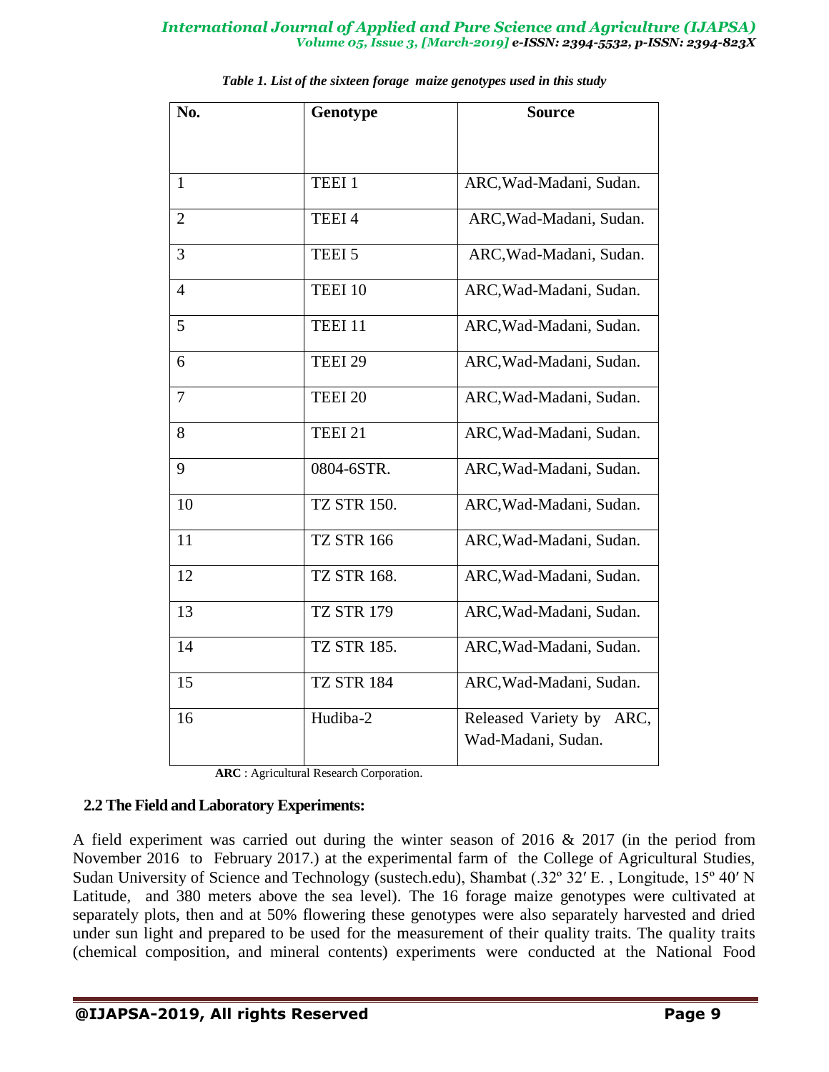*Table 1. List of the sixteen forage maize genotypes used in this study*

| No. | Genotype | Source |
|---|---|---|
| 1 | TEEI 1 | ARC,Wad-Madani, Sudan. |
| 2 | TEEI 4 | ARC,Wad-Madani, Sudan. |
| 3 | TEEI 5 | ARC,Wad-Madani, Sudan. |
| 4 | TEEI 10 | ARC,Wad-Madani, Sudan. |
| 5 | TEEI 11 | ARC,Wad-Madani, Sudan. |
| 6 | TEEI 29 | ARC,Wad-Madani, Sudan. |
| 7 | TEEI 20 | ARC,Wad-Madani, Sudan. |
| 8 | TEEI 21 | ARC,Wad-Madani, Sudan. |
| 9 | 0804-6STR. | ARC,Wad-Madani, Sudan. |
| 10 | TZ STR 150. | ARC,Wad-Madani, Sudan. |
| 11 | TZ STR 166 | ARC,Wad-Madani, Sudan. |
| 12 | TZ STR 168. | ARC,Wad-Madani, Sudan. |
| 13 | TZ STR 179 | ARC,Wad-Madani, Sudan. |
| 14 | TZ STR 185. | ARC,Wad-Madani, Sudan. |
| 15 | TZ STR 184 | ARC,Wad-Madani, Sudan. |
| 16 | Hudiba-2 | Released Variety by ARC, Wad-Madani, Sudan. |

**ARC** : Agricultural Research Corporation.

### 2.2 The Field and Laboratory Experiments:

A field experiment was carried out during the winter season of 2016 & 2017 (in the period from November 2016 to February 2017.) at the experimental farm of the College of Agricultural Studies, Sudan University of Science and Technology (sustech.edu), Shambat (.32º 32′ E. , Longitude, 15º 40′ N Latitude, and 380 meters above the sea level). The 16 forage maize genotypes were cultivated at separately plots, then and at 50% flowering these genotypes were also separately harvested and dried under sun light and prepared to be used for the measurement of their quality traits. The quality traits (chemical composition, and mineral contents) experiments were conducted at the National Food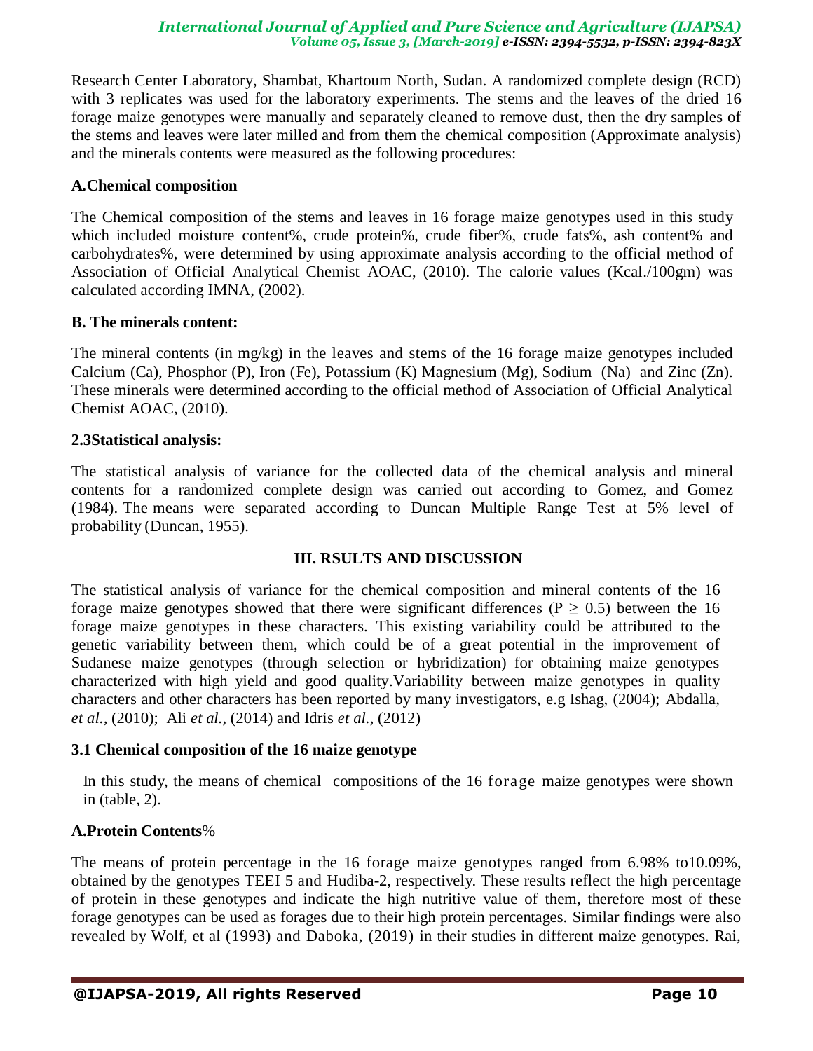Research Center Laboratory, Shambat, Khartoum North, Sudan. A randomized complete design (RCD) with 3 replicates was used for the laboratory experiments. The stems and the leaves of the dried 16 forage maize genotypes were manually and separately cleaned to remove dust, then the dry samples of the stems and leaves were later milled and from them the chemical composition (Approximate analysis) and the minerals contents were measured as the following procedures:

### A.Chemical composition

The Chemical composition of the stems and leaves in 16 forage maize genotypes used in this study which included moisture content%, crude protein%, crude fiber%, crude fats%, ash content% and carbohydrates%, were determined by using approximate analysis according to the official method of Association of Official Analytical Chemist AOAC, (2010). The calorie values (Kcal./100gm) was calculated according IMNA, (2002).

### B. The minerals content:

The mineral contents (in mg/kg) in the leaves and stems of the 16 forage maize genotypes included Calcium (Ca), Phosphor (P), Iron (Fe), Potassium (K) Magnesium (Mg), Sodium (Na) and Zinc (Zn). These minerals were determined according to the official method of Association of Official Analytical Chemist AOAC, (2010).

### 2.3Statistical analysis:

The statistical analysis of variance for the collected data of the chemical analysis and mineral contents for a randomized complete design was carried out according to Gomez, and Gomez (1984). The means were separated according to Duncan Multiple Range Test at 5% level of probability (Duncan, 1955).

## III. RSULTS AND DISCUSSION

The statistical analysis of variance for the chemical composition and mineral contents of the 16 forage maize genotypes showed that there were significant differences ($P \geq 0.5$) between the 16 forage maize genotypes in these characters. This existing variability could be attributed to the genetic variability between them, which could be of a great potential in the improvement of Sudanese maize genotypes (through selection or hybridization) for obtaining maize genotypes characterized with high yield and good quality.Variability between maize genotypes in quality characters and other characters has been reported by many investigators, e.g Ishag, (2004); Abdalla, *et al.*, (2010); Ali *et al.*, (2014) and Idris *et al.*, (2012)

### 3.1 Chemical composition of the 16 maize genotype

In this study, the means of chemical compositions of the 16 forage maize genotypes were shown in (table, 2).

### A.Protein Contents%

The means of protein percentage in the 16 forage maize genotypes ranged from 6.98% to10.09%, obtained by the genotypes TEEI 5 and Hudiba-2, respectively. These results reflect the high percentage of protein in these genotypes and indicate the high nutritive value of them, therefore most of these forage genotypes can be used as forages due to their high protein percentages. Similar findings were also revealed by Wolf, et al (1993) and Daboka, (2019) in their studies in different maize genotypes. Rai,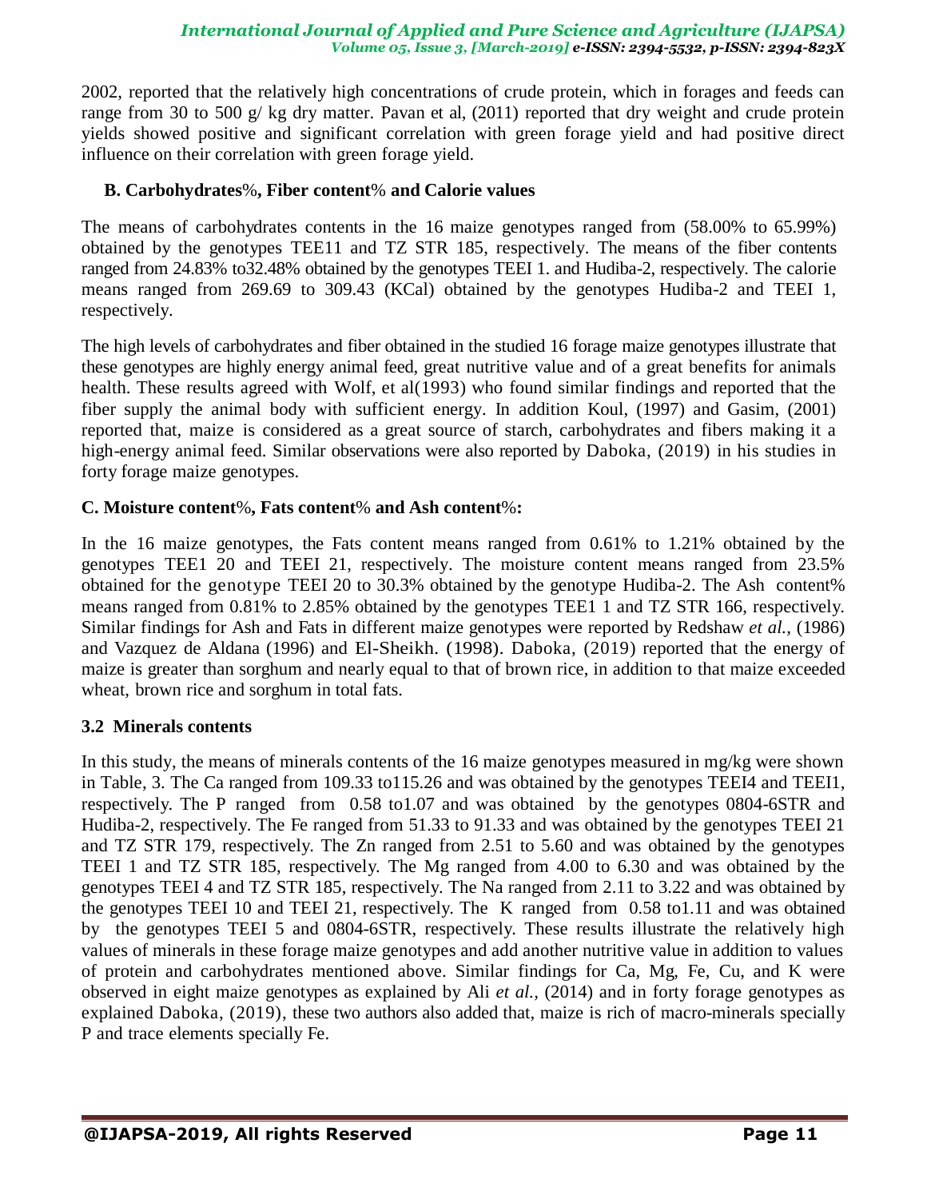2002, reported that the relatively high concentrations of crude protein, which in forages and feeds can range from 30 to 500 g/ kg dry matter. Pavan et al, (2011) reported that dry weight and crude protein yields showed positive and significant correlation with green forage yield and had positive direct influence on their correlation with green forage yield.

### B. Carbohydrates%, Fiber content% and Calorie values

The means of carbohydrates contents in the 16 maize genotypes ranged from (58.00% to 65.99%) obtained by the genotypes TEE11 and TZ STR 185, respectively. The means of the fiber contents ranged from 24.83% to32.48% obtained by the genotypes TEEI 1. and Hudiba-2, respectively. The calorie means ranged from 269.69 to 309.43 (KCal) obtained by the genotypes Hudiba-2 and TEEI 1, respectively.

The high levels of carbohydrates and fiber obtained in the studied 16 forage maize genotypes illustrate that these genotypes are highly energy animal feed, great nutritive value and of a great benefits for animals health. These results agreed with Wolf, et al(1993) who found similar findings and reported that the fiber supply the animal body with sufficient energy. In addition Koul, (1997) and Gasim, (2001) reported that, maize is considered as a great source of starch, carbohydrates and fibers making it a high-energy animal feed. Similar observations were also reported by Daboka, (2019) in his studies in forty forage maize genotypes.

### C. Moisture content%, Fats content% and Ash content%:

In the 16 maize genotypes, the Fats content means ranged from 0.61% to 1.21% obtained by the genotypes TEE1 20 and TEEI 21, respectively. The moisture content means ranged from 23.5% obtained for the genotype TEEI 20 to 30.3% obtained by the genotype Hudiba-2. The Ash content% means ranged from 0.81% to 2.85% obtained by the genotypes TEE1 1 and TZ STR 166, respectively. Similar findings for Ash and Fats in different maize genotypes were reported by Redshaw *et al.*, (1986) and Vazquez de Aldana (1996) and El-Sheikh. (1998). Daboka, (2019) reported that the energy of maize is greater than sorghum and nearly equal to that of brown rice, in addition to that maize exceeded wheat, brown rice and sorghum in total fats.

## 3.2 Minerals contents

In this study, the means of minerals contents of the 16 maize genotypes measured in mg/kg were shown in Table, 3. The Ca ranged from 109.33 to115.26 and was obtained by the genotypes TEEI4 and TEEI1, respectively. The P ranged from 0.58 to1.07 and was obtained by the genotypes 0804-6STR and Hudiba-2, respectively. The Fe ranged from 51.33 to 91.33 and was obtained by the genotypes TEEI 21 and TZ STR 179, respectively. The Zn ranged from 2.51 to 5.60 and was obtained by the genotypes TEEI 1 and TZ STR 185, respectively. The Mg ranged from 4.00 to 6.30 and was obtained by the genotypes TEEI 4 and TZ STR 185, respectively. The Na ranged from 2.11 to 3.22 and was obtained by the genotypes TEEI 10 and TEEI 21, respectively. The K ranged from 0.58 to1.11 and was obtained by the genotypes TEEI 5 and 0804-6STR, respectively. These results illustrate the relatively high values of minerals in these forage maize genotypes and add another nutritive value in addition to values of protein and carbohydrates mentioned above. Similar findings for Ca, Mg, Fe, Cu, and K were observed in eight maize genotypes as explained by Ali *et al.*, (2014) and in forty forage genotypes as explained Daboka, (2019), these two authors also added that, maize is rich of macro-minerals specially P and trace elements specially Fe.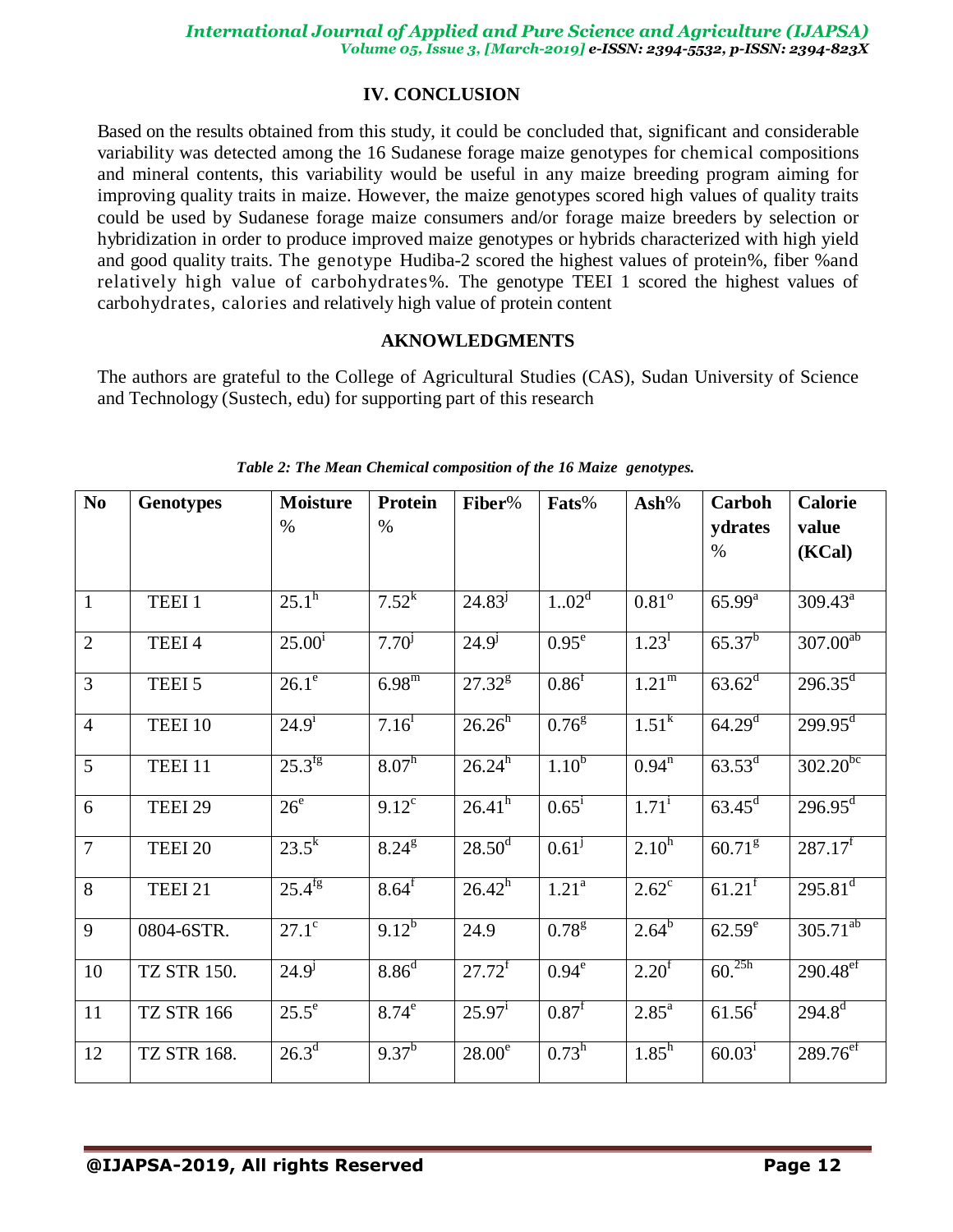## IV. CONCLUSION

Based on the results obtained from this study, it could be concluded that, significant and considerable variability was detected among the 16 Sudanese forage maize genotypes for chemical compositions and mineral contents, this variability would be useful in any maize breeding program aiming for improving quality traits in maize. However, the maize genotypes scored high values of quality traits could be used by Sudanese forage maize consumers and/or forage maize breeders by selection or hybridization in order to produce improved maize genotypes or hybrids characterized with high yield and good quality traits. The genotype Hudiba-2 scored the highest values of protein%, fiber %and relatively high value of carbohydrates%. The genotype TEEI 1 scored the highest values of carbohydrates, calories and relatively high value of protein content

## AKNOWLEDGMENTS

The authors are grateful to the College of Agricultural Studies (CAS), Sudan University of Science and Technology (Sustech, edu) for supporting part of this research

*Table 2: The Mean Chemical composition of the 16 Maize genotypes.*

| No | Genotypes | Moisture % | Protein % | Fiber% | Fats% | Ash% | Carbohydrates % | Calorie value (KCal) |
|---|---|---|---|---|---|---|---|---|
| 1 | TEEI 1 | $25.1^{h}$ | $7.52^{k}$ | $24.83^{j}$ | $1..02^{d}$ | $0.81^{o}$ | $65.99^{a}$ | $309.43^{a}$ |
| 2 | TEEI 4 | $25.00^{i}$ | $7.70^{j}$ | $24.9^{j}$ | $0.95^{e}$ | $1.23^{l}$ | $65.37^{b}$ | $307.00^{ab}$ |
| 3 | TEEI 5 | $26.1^{e}$ | $6.98^{m}$ | $27.32^{g}$ | $0.86^{f}$ | $1.21^{m}$ | $63.62^{d}$ | $296.35^{d}$ |
| 4 | TEEI 10 | $24.9^{i}$ | $7.16^{l}$ | $26.26^{h}$ | $0.76^{g}$ | $1.51^{k}$ | $64.29^{d}$ | $299.95^{d}$ |
| 5 | TEEI 11 | $25.3^{fg}$ | $8.07^{h}$ | $26.24^{h}$ | $1.10^{b}$ | $0.94^{n}$ | $63.53^{d}$ | $302.20^{bc}$ |
| 6 | TEEI 29 | $26^{e}$ | $9.12^{c}$ | $26.41^{h}$ | $0.65^{i}$ | $1.71^{i}$ | $63.45^{d}$ | $296.95^{d}$ |
| 7 | TEEI 20 | $23.5^{k}$ | $8.24^{g}$ | $28.50^{d}$ | $0.61^{j}$ | $2.10^{h}$ | $60.71^{g}$ | $287.17^{f}$ |
| 8 | TEEI 21 | $25.4^{fg}$ | $8.64^{f}$ | $26.42^{h}$ | $1.21^{a}$ | $2.62^{c}$ | $61.21^{f}$ | $295.81^{d}$ |
| 9 | 0804-6STR. | $27.1^{c}$ | $9.12^{b}$ | 24.9 | $0.78^{g}$ | $2.64^{b}$ | $62.59^{e}$ | $305.71^{ab}$ |
| 10 | TZ STR 150. | $24.9^{j}$ | $8.86^{d}$ | $27.72^{f}$ | $0.94^{e}$ | $2.20^{f}$ | $60.^{25h}$ | $290.48^{ef}$ |
| 11 | TZ STR 166 | $25.5^{e}$ | $8.74^{e}$ | $25.97^{i}$ | $0.87^{f}$ | $2.85^{a}$ | $61.56^{f}$ | $294.8^{d}$ |
| 12 | TZ STR 168. | $26.3^{d}$ | $9.37^{b}$ | $28.00^{e}$ | $0.73^{h}$ | $1.85^{h}$ | $60.03^{i}$ | $289.76^{ef}$ |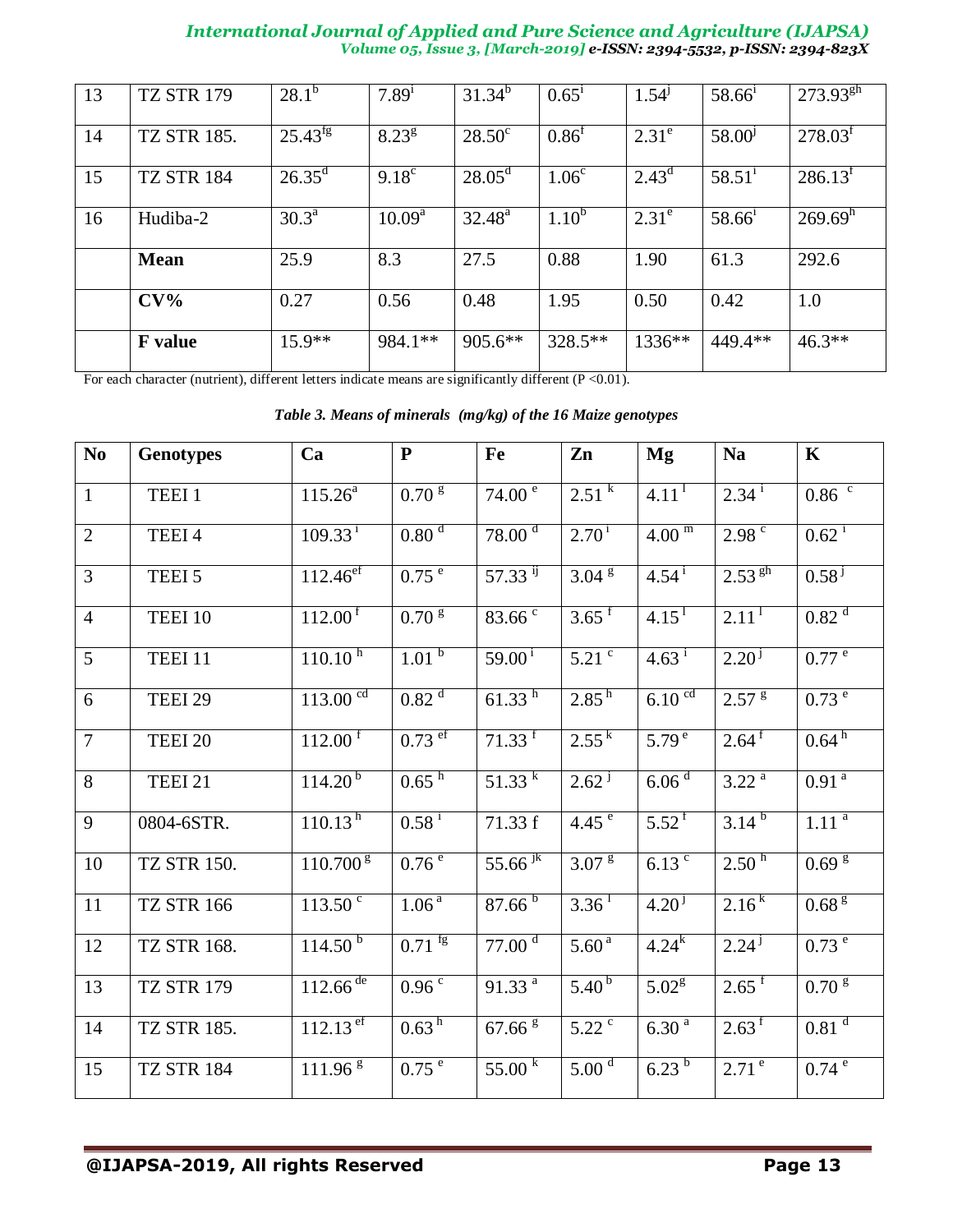| 13 | TZ STR 179 | 28.1$^{b}$ | 7.89$^{i}$ | 31.34$^{b}$ | 0.65$^{i}$ | 1.54$^{j}$ | 58.66$^{i}$ | 273.93$^{gh}$ |
|---|---|---|---|---|---|---|---|---|
| 14 | TZ STR 185. | 25.43$^{fg}$ | 8.23$^{g}$ | 28.50$^{c}$ | 0.86$^{f}$ | 2.31$^{e}$ | 58.00$^{j}$ | 278.03$^{f}$ |
| 15 | TZ STR 184 | 26.35$^{d}$ | 9.18$^{c}$ | 28.05$^{d}$ | 1.06$^{c}$ | 2.43$^{d}$ | 58.51$^{i}$ | 286.13$^{f}$ |
| 16 | Hudiba-2 | 30.3$^{a}$ | 10.09$^{a}$ | 32.48$^{a}$ | 1.10$^{b}$ | 2.31$^{e}$ | 58.66$^{i}$ | 269.69$^{h}$ |
| | **Mean** | 25.9 | 8.3 | 27.5 | 0.88 | 1.90 | 61.3 | 292.6 |
| | **CV%** | 0.27 | 0.56 | 0.48 | 1.95 | 0.50 | 0.42 | 1.0 |
| | **F value** | 15.9** | 984.1** | 905.6** | 328.5** | 1336** | 449.4** | 46.3** |

For each character (nutrient), different letters indicate means are significantly different (P <0.01).

***Table 3. Means of minerals (mg/kg) of the 16 Maize genotypes***

| No | Genotypes | Ca | P | Fe | Zn | Mg | Na | K |
|---|---|---|---|---|---|---|---|---|
| 1 | TEEI 1 | 115.26$^{a}$ | 0.70$^{g}$ | 74.00$^{e}$ | 2.51$^{k}$ | 4.11$^{l}$ | 2.34$^{i}$ | 0.86$^{c}$ |
| 2 | TEEI 4 | 109.33$^{i}$ | 0.80$^{d}$ | 78.00$^{d}$ | 2.70$^{i}$ | 4.00$^{m}$ | 2.98$^{c}$ | 0.62$^{i}$ |
| 3 | TEEI 5 | 112.46$^{ef}$ | 0.75$^{e}$ | 57.33$^{ij}$ | 3.04$^{g}$ | 4.54$^{i}$ | 2.53$^{gh}$ | 0.58$^{j}$ |
| 4 | TEEI 10 | 112.00$^{f}$ | 0.70$^{g}$ | 83.66$^{c}$ | 3.65$^{f}$ | 4.15$^{l}$ | 2.11$^{l}$ | 0.82$^{d}$ |
| 5 | TEEI 11 | 110.10$^{h}$ | 1.01$^{b}$ | 59.00$^{i}$ | 5.21$^{c}$ | 4.63$^{i}$ | 2.20$^{j}$ | 0.77$^{e}$ |
| 6 | TEEI 29 | 113.00$^{cd}$ | 0.82$^{d}$ | 61.33$^{h}$ | 2.85$^{h}$ | 6.10$^{cd}$ | 2.57$^{g}$ | 0.73$^{e}$ |
| 7 | TEEI 20 | 112.00$^{f}$ | 0.73$^{ef}$ | 71.33$^{f}$ | 2.55$^{k}$ | 5.79$^{e}$ | 2.64$^{f}$ | 0.64$^{h}$ |
| 8 | TEEI 21 | 114.20$^{b}$ | 0.65$^{h}$ | 51.33$^{k}$ | 2.62$^{j}$ | 6.06$^{d}$ | 3.22$^{a}$ | 0.91$^{a}$ |
| 9 | 0804-6STR. | 110.13$^{h}$ | 0.58$^{i}$ | 71.33 f | 4.45$^{e}$ | 5.52$^{f}$ | 3.14$^{b}$ | 1.11$^{a}$ |
| 10 | TZ STR 150. | 110.700$^{g}$ | 0.76$^{e}$ | 55.66$^{jk}$ | 3.07$^{g}$ | 6.13$^{c}$ | 2.50$^{h}$ | 0.69$^{g}$ |
| 11 | TZ STR 166 | 113.50$^{c}$ | 1.06$^{a}$ | 87.66$^{b}$ | 3.36$^{i}$ | 4.20$^{j}$ | 2.16$^{k}$ | 0.68$^{g}$ |
| 12 | TZ STR 168. | 114.50$^{b}$ | 0.71$^{fg}$ | 77.00$^{d}$ | 5.60$^{a}$ | 4.24$^{k}$ | 2.24$^{j}$ | 0.73$^{e}$ |
| 13 | TZ STR 179 | 112.66$^{de}$ | 0.96$^{c}$ | 91.33$^{a}$ | 5.40$^{b}$ | 5.02$^{g}$ | 2.65$^{f}$ | 0.70$^{g}$ |
| 14 | TZ STR 185. | 112.13$^{ef}$ | 0.63$^{h}$ | 67.66$^{g}$ | 5.22$^{c}$ | 6.30$^{a}$ | 2.63$^{f}$ | 0.81$^{d}$ |
| 15 | TZ STR 184 | 111.96$^{g}$ | 0.75$^{e}$ | 55.00$^{k}$ | 5.00$^{d}$ | 6.23$^{b}$ | 2.71$^{e}$ | 0.74$^{e}$ |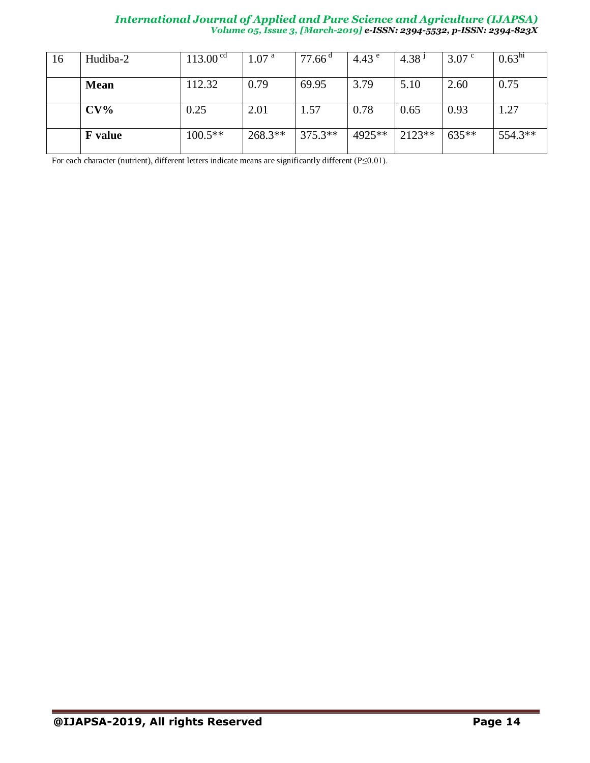| 16 | Hudiba-2 | 113.00 [cd] | 1.07 [a] | 77.66 [d] | 4.43 [e] | 4.38 [j] | 3.07 [c] | 0.63 [hi] |
|---|---|---|---|---|---|---|---|---|
| | **Mean** | 112.32 | 0.79 | 69.95 | 3.79 | 5.10 | 2.60 | 0.75 |
| | **CV%** | 0.25 | 2.01 | 1.57 | 0.78 | 0.65 | 0.93 | 1.27 |
| | **F value** | 100.5** | 268.3** | 375.3** | 4925** | 2123** | 635** | 554.3** |

For each character (nutrient), different letters indicate means are significantly different ($P \leq 0.01$).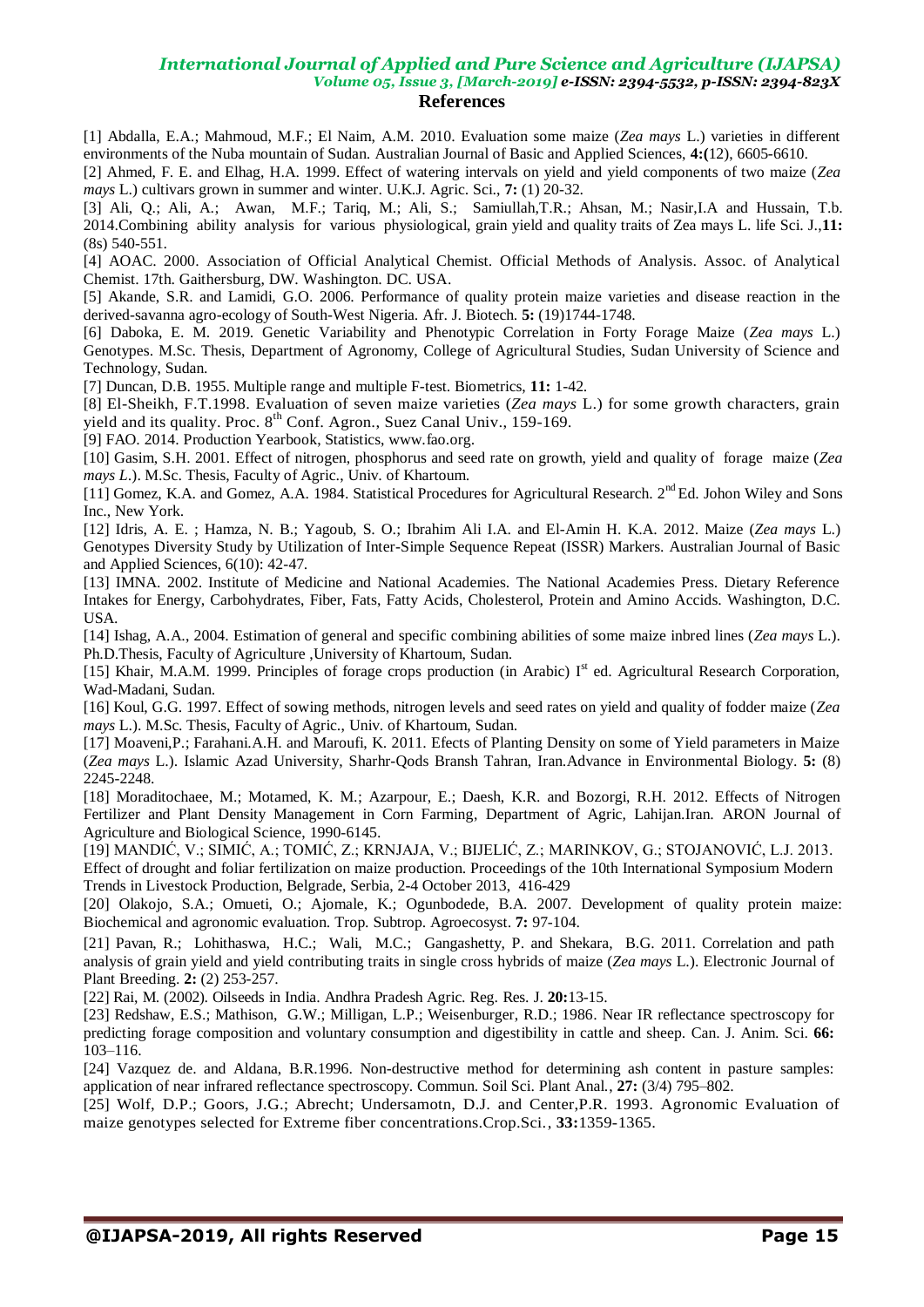## References

[1] Abdalla, E.A.; Mahmoud, M.F.; El Naim, A.M. 2010. Evaluation some maize (*Zea mays* L.) varieties in different environments of the Nuba mountain of Sudan. Australian Journal of Basic and Applied Sciences, **4:(**12), 6605-6610.

[2] Ahmed, F. E. and Elhag, H.A. 1999. Effect of watering intervals on yield and yield components of two maize (*Zea mays* L.) cultivars grown in summer and winter. U.K.J. Agric. Sci., **7:** (1) 20-32.

[3] Ali, Q.; Ali, A.; Awan, M.F.; Tariq, M.; Ali, S.; Samiullah,T.R.; Ahsan, M.; Nasir,I.A and Hussain, T.b. 2014.Combining ability analysis for various physiological, grain yield and quality traits of Zea mays L. life Sci. J.,**11:** (8s) 540-551.

[4] AOAC. 2000. Association of Official Analytical Chemist. Official Methods of Analysis. Assoc. of Analytical Chemist. 17th. Gaithersburg, DW. Washington. DC. USA.

[5] Akande, S.R. and Lamidi, G.O. 2006. Performance of quality protein maize varieties and disease reaction in the derived-savanna agro-ecology of South-West Nigeria. Afr. J. Biotech. **5:** (19)1744-1748.

[6] Daboka, E. M. 2019. Genetic Variability and Phenotypic Correlation in Forty Forage Maize (*Zea mays* L.) Genotypes. M.Sc. Thesis, Department of Agronomy, College of Agricultural Studies, Sudan University of Science and Technology, Sudan.

[7] Duncan, D.B. 1955. Multiple range and multiple F-test. Biometrics, **11:** 1-42.

[8] El-Sheikh, F.T.1998. Evaluation of seven maize varieties (*Zea mays* L.) for some growth characters, grain yield and its quality. Proc. 8th Conf. Agron., Suez Canal Univ., 159-169.

[9] FAO. 2014. Production Yearbook, Statistics, www.fao.org.

[10] Gasim, S.H. 2001. Effect of nitrogen, phosphorus and seed rate on growth, yield and quality of forage maize (*Zea mays L*.). M.Sc. Thesis, Faculty of Agric., Univ. of Khartoum.

[11] Gomez, K.A. and Gomez, A.A. 1984. Statistical Procedures for Agricultural Research. 2nd Ed. Johon Wiley and Sons Inc., New York.

[12] Idris, A. E. ; Hamza, N. B.; Yagoub, S. O.; Ibrahim Ali I.A. and El-Amin H. K.A. 2012. Maize (*Zea mays* L.) Genotypes Diversity Study by Utilization of Inter-Simple Sequence Repeat (ISSR) Markers. Australian Journal of Basic and Applied Sciences, 6(10): 42-47.

[13] IMNA. 2002. Institute of Medicine and National Academies. The National Academies Press. Dietary Reference Intakes for Energy, Carbohydrates, Fiber, Fats, Fatty Acids, Cholesterol, Protein and Amino Accids. Washington, D.C. USA.

[14] Ishag, A.A., 2004. Estimation of general and specific combining abilities of some maize inbred lines (*Zea mays* L.). Ph.D.Thesis, Faculty of Agriculture ,University of Khartoum, Sudan.

[15] Khair, M.A.M. 1999. Principles of forage crops production (in Arabic) Ist ed. Agricultural Research Corporation, Wad-Madani, Sudan.

[16] Koul, G.G. 1997. Effect of sowing methods, nitrogen levels and seed rates on yield and quality of fodder maize (*Zea mays* L.). M.Sc. Thesis, Faculty of Agric., Univ. of Khartoum, Sudan.

[17] Moaveni,P.; Farahani.A.H. and Maroufi, K. 2011. Efects of Planting Density on some of Yield parameters in Maize (*Zea mays* L.). Islamic Azad University, Sharhr-Qods Bransh Tahran, Iran.Advance in Environmental Biology. **5:** (8) 2245-2248.

[18] Moraditochaee, M.; Motamed, K. M.; Azarpour, E.; Daesh, K.R. and Bozorgi, R.H. 2012. Effects of Nitrogen Fertilizer and Plant Density Management in Corn Farming, Department of Agric, Lahijan.Iran. ARON Journal of Agriculture and Biological Science, 1990-6145.

[19] MANDIĆ, V.; SIMIĆ, A.; TOMIĆ, Z.; KRNJAJA, V.; BIJELIĆ, Z.; MARINKOV, G.; STOJANOVIĆ, L.J. 2013. Effect of drought and foliar fertilization on maize production. Proceedings of the 10th International Symposium Modern Trends in Livestock Production, Belgrade, Serbia, 2-4 October 2013, 416-429

[20] Olakojo, S.A.; Omueti, O.; Ajomale, K.; Ogunbodede, B.A. 2007. Development of quality protein maize: Biochemical and agronomic evaluation. Trop. Subtrop. Agroecosyst. **7:** 97-104.

[21] Pavan, R.; Lohithaswa, H.C.; Wali, M.C.; Gangashetty, P. and Shekara, B.G. 2011. Correlation and path analysis of grain yield and yield contributing traits in single cross hybrids of maize (*Zea mays* L.). Electronic Journal of Plant Breeding. **2:** (2) 253-257.

[22] Rai, M. (2002). Oilseeds in India. Andhra Pradesh Agric. Reg. Res. J. **20:**13-15.

[23] Redshaw, E.S.; Mathison, G.W.; Milligan, L.P.; Weisenburger, R.D.; 1986. Near IR reflectance spectroscopy for predicting forage composition and voluntary consumption and digestibility in cattle and sheep. Can. J. Anim. Sci. **66:** 103–116.

[24] Vazquez de. and Aldana, B.R.1996. Non-destructive method for determining ash content in pasture samples: application of near infrared reflectance spectroscopy. Commun. Soil Sci. Plant Anal., **27:** (3/4) 795–802.

[25] Wolf, D.P.; Goors, J.G.; Abrecht; Undersamotn, D.J. and Center,P.R. 1993. Agronomic Evaluation of maize genotypes selected for Extreme fiber concentrations.Crop.Sci., **33:**1359-1365.